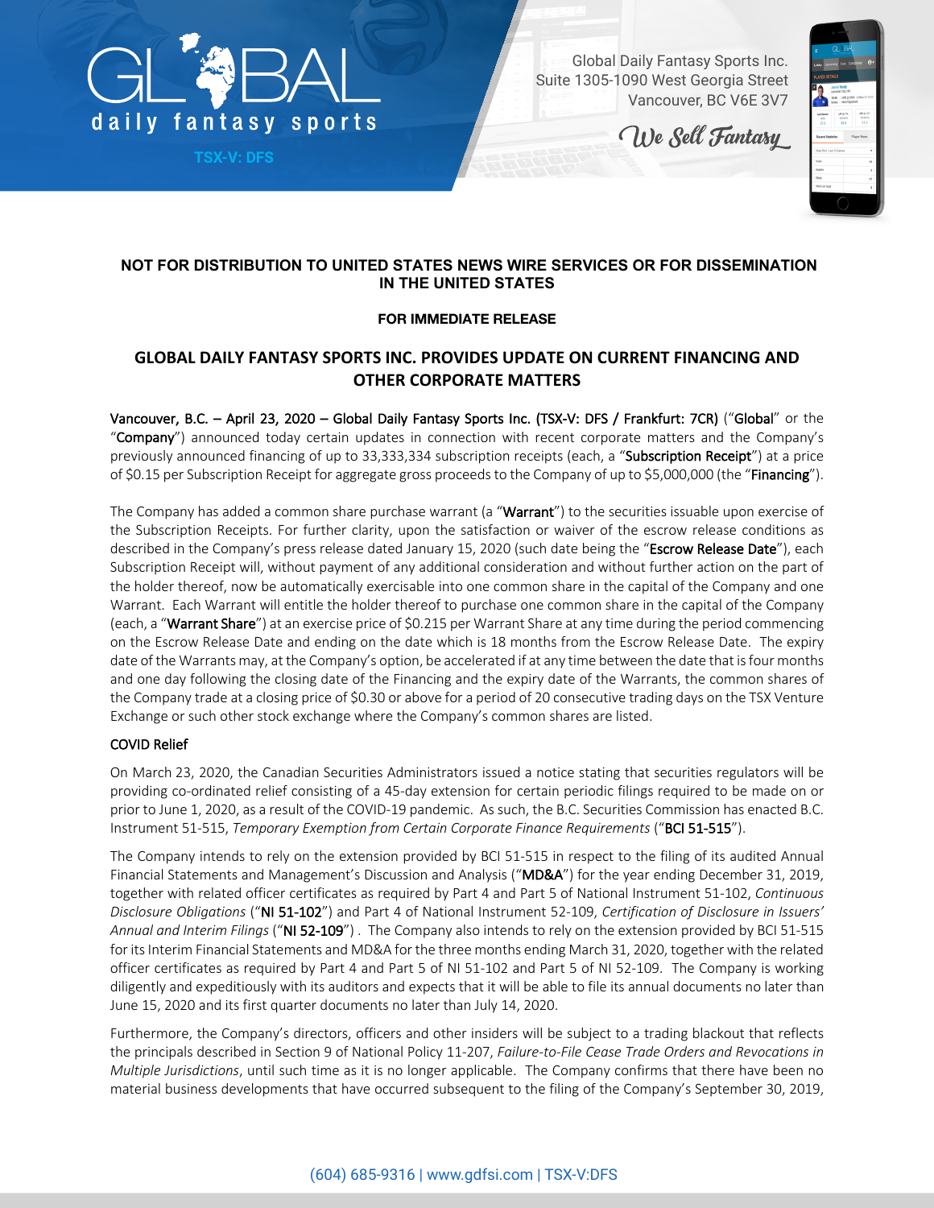Global Daily Fantasy Sports Inc.
Suite 1305-1090 West Georgia Street
Vancouver, BC V6E 3V7

**NOT FOR DISTRIBUTION TO UNITED STATES NEWS WIRE SERVICES OR FOR DISSEMINATION IN THE UNITED STATES**

**FOR IMMEDIATE RELEASE**

# GLOBAL DAILY FANTASY SPORTS INC. PROVIDES UPDATE ON CURRENT FINANCING AND OTHER CORPORATE MATTERS

Vancouver, B.C. – April 23, 2020 – Global Daily Fantasy Sports Inc. (TSX-V: DFS / Frankfurt: 7CR) ("Global" or the "Company") announced today certain updates in connection with recent corporate matters and the Company's previously announced financing of up to 33,333,334 subscription receipts (each, a "Subscription Receipt") at a price of $0.15 per Subscription Receipt for aggregate gross proceeds to the Company of up to $5,000,000 (the "Financing").

The Company has added a common share purchase warrant (a "Warrant") to the securities issuable upon exercise of the Subscription Receipts. For further clarity, upon the satisfaction or waiver of the escrow release conditions as described in the Company's press release dated January 15, 2020 (such date being the "Escrow Release Date"), each Subscription Receipt will, without payment of any additional consideration and without further action on the part of the holder thereof, now be automatically exercisable into one common share in the capital of the Company and one Warrant. Each Warrant will entitle the holder thereof to purchase one common share in the capital of the Company (each, a "Warrant Share") at an exercise price of $0.215 per Warrant Share at any time during the period commencing on the Escrow Release Date and ending on the date which is 18 months from the Escrow Release Date. The expiry date of the Warrants may, at the Company's option, be accelerated if at any time between the date that is four months and one day following the closing date of the Financing and the expiry date of the Warrants, the common shares of the Company trade at a closing price of $0.30 or above for a period of 20 consecutive trading days on the TSX Venture Exchange or such other stock exchange where the Company's common shares are listed.

## COVID Relief

On March 23, 2020, the Canadian Securities Administrators issued a notice stating that securities regulators will be providing co-ordinated relief consisting of a 45-day extension for certain periodic filings required to be made on or prior to June 1, 2020, as a result of the COVID-19 pandemic. As such, the B.C. Securities Commission has enacted B.C. Instrument 51-515, *Temporary Exemption from Certain Corporate Finance Requirements* ("BCI 51-515").

The Company intends to rely on the extension provided by BCI 51-515 in respect to the filing of its audited Annual Financial Statements and Management's Discussion and Analysis ("MD&A") for the year ending December 31, 2019, together with related officer certificates as required by Part 4 and Part 5 of National Instrument 51-102, *Continuous Disclosure Obligations* ("NI 51-102") and Part 4 of National Instrument 52-109, *Certification of Disclosure in Issuers' Annual and Interim Filings* ("NI 52-109"). The Company also intends to rely on the extension provided by BCI 51-515 for its Interim Financial Statements and MD&A for the three months ending March 31, 2020, together with the related officer certificates as required by Part 4 and Part 5 of NI 51-102 and Part 5 of NI 52-109. The Company is working diligently and expeditiously with its auditors and expects that it will be able to file its annual documents no later than June 15, 2020 and its first quarter documents no later than July 14, 2020.

Furthermore, the Company's directors, officers and other insiders will be subject to a trading blackout that reflects the principals described in Section 9 of National Policy 11-207, *Failure-to-File Cease Trade Orders and Revocations in Multiple Jurisdictions*, until such time as it is no longer applicable. The Company confirms that there have been no material business developments that have occurred subsequent to the filing of the Company's September 30, 2019,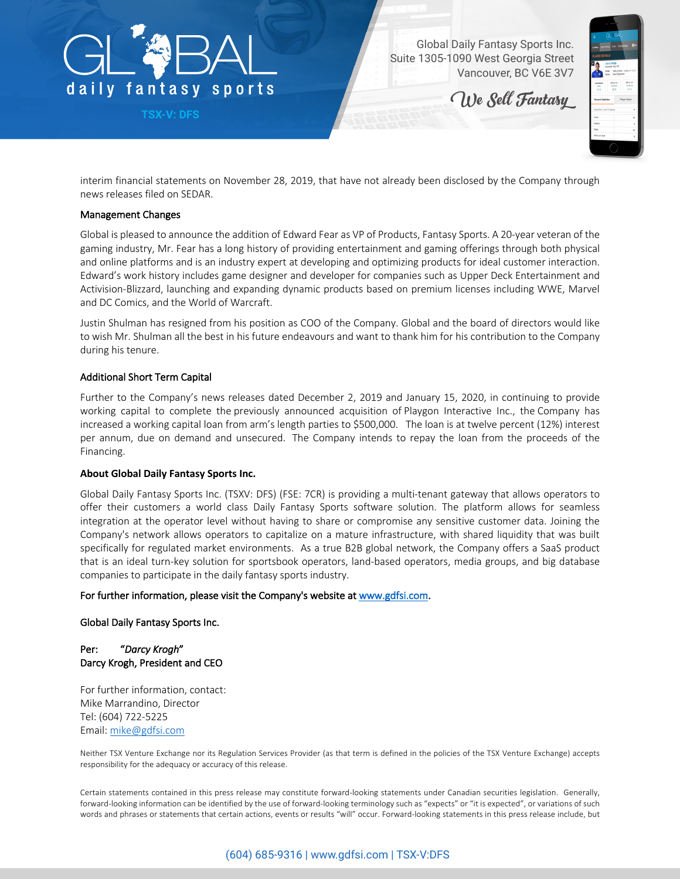interim financial statements on November 28, 2019, that have not already been disclosed by the Company through news releases filed on SEDAR.

### Management Changes

Global is pleased to announce the addition of Edward Fear as VP of Products, Fantasy Sports. A 20-year veteran of the gaming industry, Mr. Fear has a long history of providing entertainment and gaming offerings through both physical and online platforms and is an industry expert at developing and optimizing products for ideal customer interaction. Edward's work history includes game designer and developer for companies such as Upper Deck Entertainment and Activision-Blizzard, launching and expanding dynamic products based on premium licenses including WWE, Marvel and DC Comics, and the World of Warcraft.

Justin Shulman has resigned from his position as COO of the Company. Global and the board of directors would like to wish Mr. Shulman all the best in his future endeavours and want to thank him for his contribution to the Company during his tenure.

### Additional Short Term Capital

Further to the Company's news releases dated December 2, 2019 and January 15, 2020, in continuing to provide working capital to complete the previously announced acquisition of Playgon Interactive Inc., the Company has increased a working capital loan from arm's length parties to $500,000. The loan is at twelve percent (12%) interest per annum, due on demand and unsecured. The Company intends to repay the loan from the proceeds of the Financing.

### About Global Daily Fantasy Sports Inc.

Global Daily Fantasy Sports Inc. (TSXV: DFS) (FSE: 7CR) is providing a multi-tenant gateway that allows operators to offer their customers a world class Daily Fantasy Sports software solution. The platform allows for seamless integration at the operator level without having to share or compromise any sensitive customer data. Joining the Company's network allows operators to capitalize on a mature infrastructure, with shared liquidity that was built specifically for regulated market environments. As a true B2B global network, the Company offers a SaaS product that is an ideal turn-key solution for sportsbook operators, land-based operators, media groups, and big database companies to participate in the daily fantasy sports industry.

For further information, please visit the Company's website at [www.gdfsi.com](www.gdfsi.com).

Global Daily Fantasy Sports Inc.

Per: *"Darcy Krogh"*
Darcy Krogh, President and CEO

For further information, contact:
Mike Marrandino, Director
Tel: (604) 722-5225
Email: mike@gdfsi.com

Neither TSX Venture Exchange nor its Regulation Services Provider (as that term is defined in the policies of the TSX Venture Exchange) accepts responsibility for the adequacy or accuracy of this release.

Certain statements contained in this press release may constitute forward-looking statements under Canadian securities legislation. Generally, forward-looking information can be identified by the use of forward-looking terminology such as "expects" or "it is expected", or variations of such words and phrases or statements that certain actions, events or results "will" occur. Forward-looking statements in this press release include, but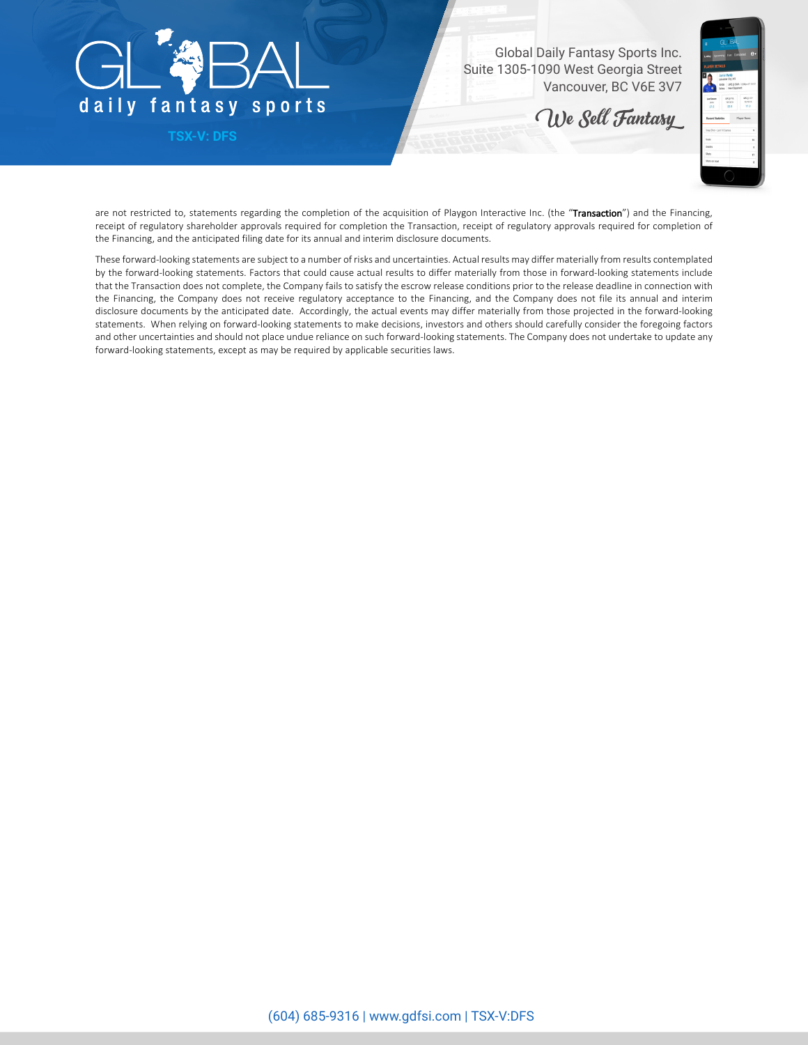are not restricted to, statements regarding the completion of the acquisition of Playgon Interactive Inc. (the "Transaction") and the Financing, receipt of regulatory shareholder approvals required for completion the Transaction, receipt of regulatory approvals required for completion of the Financing, and the anticipated filing date for its annual and interim disclosure documents.

These forward-looking statements are subject to a number of risks and uncertainties. Actual results may differ materially from results contemplated by the forward-looking statements. Factors that could cause actual results to differ materially from those in forward-looking statements include that the Transaction does not complete, the Company fails to satisfy the escrow release conditions prior to the release deadline in connection with the Financing, the Company does not receive regulatory acceptance to the Financing, and the Company does not file its annual and interim disclosure documents by the anticipated date. Accordingly, the actual events may differ materially from those projected in the forward-looking statements. When relying on forward-looking statements to make decisions, investors and others should carefully consider the foregoing factors and other uncertainties and should not place undue reliance on such forward-looking statements. The Company does not undertake to update any forward-looking statements, except as may be required by applicable securities laws.